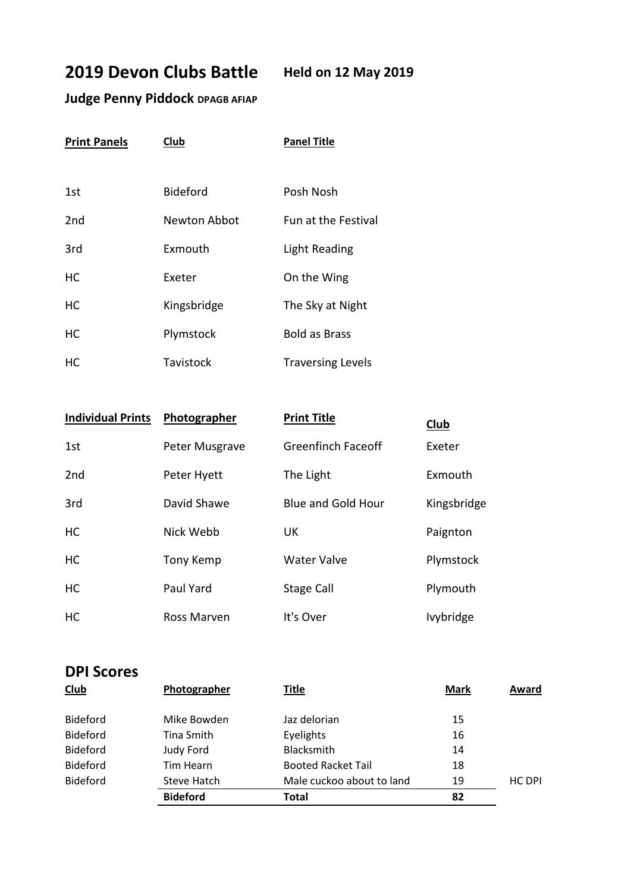# 2019 Devon Clubs Battle — Held on 12 May 2019

## Judge Penny Piddock DPAGB AFIAP

| Print Panels | Club | Panel Title |
|---|---|---|
| 1st | Bideford | Posh Nosh |
| 2nd | Newton Abbot | Fun at the Festival |
| 3rd | Exmouth | Light Reading |
| HC | Exeter | On the Wing |
| HC | Kingsbridge | The Sky at Night |
| HC | Plymstock | Bold as Brass |
| HC | Tavistock | Traversing Levels |

| Individual Prints | Photographer | Print Title | Club |
|---|---|---|---|
| 1st | Peter Musgrave | Greenfinch Faceoff | Exeter |
| 2nd | Peter Hyett | The Light | Exmouth |
| 3rd | David Shawe | Blue and Gold Hour | Kingsbridge |
| HC | Nick Webb | UK | Paignton |
| HC | Tony Kemp | Water Valve | Plymstock |
| HC | Paul Yard | Stage Call | Plymouth |
| HC | Ross Marven | It's Over | Ivybridge |

## DPI Scores

| Club | Photographer | Title | Mark | Award |
|---|---|---|---|---|
| Bideford | Mike Bowden | Jaz delorian | 15 | |
| Bideford | Tina Smith | Eyelights | 16 | |
| Bideford | Judy Ford | Blacksmith | 14 | |
| Bideford | Tim Hearn | Booted Racket Tail | 18 | |
| Bideford | Steve Hatch | Male cuckoo about to land | 19 | HC DPI |
| | **Bideford** | **Total** | **82** | |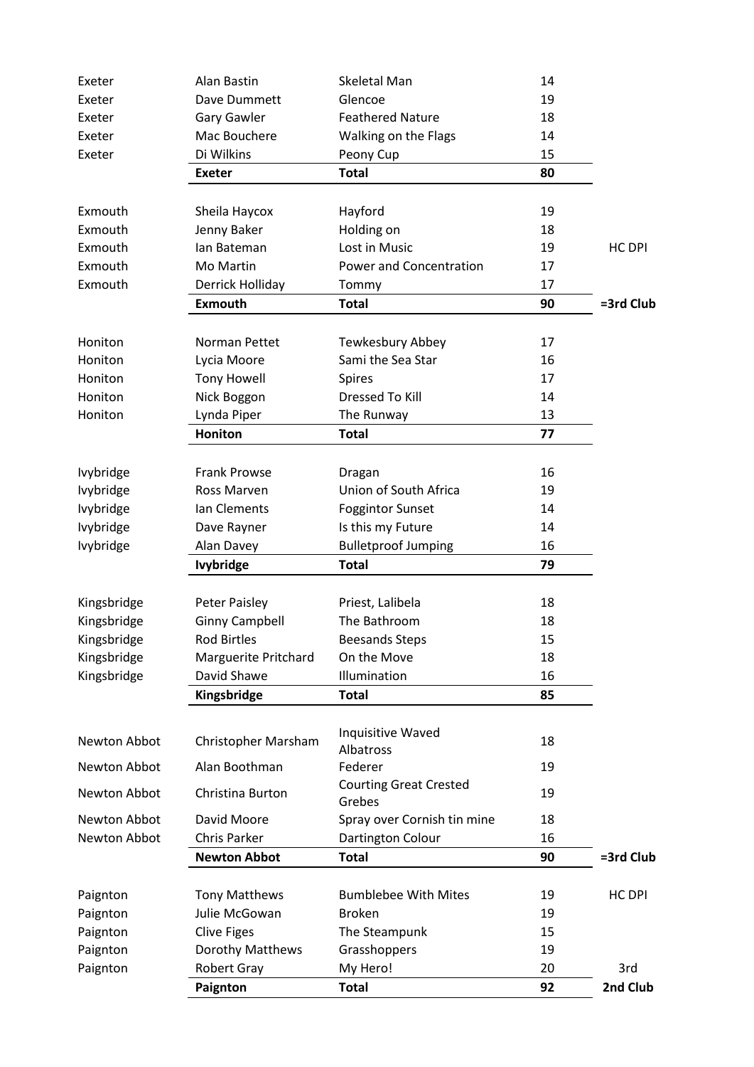| | | | | |
|---|---|---|---|---|
| Exeter | Alan Bastin | Skeletal Man | 14 | |
| Exeter | Dave Dummett | Glencoe | 19 | |
| Exeter | Gary Gawler | Feathered Nature | 18 | |
| Exeter | Mac Bouchere | Walking on the Flags | 14 | |
| Exeter | Di Wilkins | Peony Cup | 15 | |
| | **Exeter** | **Total** | **80** | |
| | | | | |
| Exmouth | Sheila Haycox | Hayford | 19 | |
| Exmouth | Jenny Baker | Holding on | 18 | |
| Exmouth | Ian Bateman | Lost in Music | 19 | HC DPI |
| Exmouth | Mo Martin | Power and Concentration | 17 | |
| Exmouth | Derrick Holliday | Tommy | 17 | |
| | **Exmouth** | **Total** | **90** | **=3rd Club** |
| | | | | |
| Honiton | Norman Pettet | Tewkesbury Abbey | 17 | |
| Honiton | Lycia Moore | Sami the Sea Star | 16 | |
| Honiton | Tony Howell | Spires | 17 | |
| Honiton | Nick Boggon | Dressed To Kill | 14 | |
| Honiton | Lynda Piper | The Runway | 13 | |
| | **Honiton** | **Total** | **77** | |
| | | | | |
| Ivybridge | Frank Prowse | Dragan | 16 | |
| Ivybridge | Ross Marven | Union of South Africa | 19 | |
| Ivybridge | Ian Clements | Foggintor Sunset | 14 | |
| Ivybridge | Dave Rayner | Is this my Future | 14 | |
| Ivybridge | Alan Davey | Bulletproof Jumping | 16 | |
| | **Ivybridge** | **Total** | **79** | |
| | | | | |
| Kingsbridge | Peter Paisley | Priest, Lalibela | 18 | |
| Kingsbridge | Ginny Campbell | The Bathroom | 18 | |
| Kingsbridge | Rod Birtles | Beesands Steps | 15 | |
| Kingsbridge | Marguerite Pritchard | On the Move | 18 | |
| Kingsbridge | David Shawe | Illumination | 16 | |
| | **Kingsbridge** | **Total** | **85** | |
| | | | | |
| Newton Abbot | Christopher Marsham | Inquisitive Waved Albatross | 18 | |
| Newton Abbot | Alan Boothman | Federer | 19 | |
| Newton Abbot | Christina Burton | Courting Great Crested Grebes | 19 | |
| Newton Abbot | David Moore | Spray over Cornish tin mine | 18 | |
| Newton Abbot | Chris Parker | Dartington Colour | 16 | |
| | **Newton Abbot** | **Total** | **90** | **=3rd Club** |
| | | | | |
| Paignton | Tony Matthews | Bumblebee With Mites | 19 | HC DPI |
| Paignton | Julie McGowan | Broken | 19 | |
| Paignton | Clive Figes | The Steampunk | 15 | |
| Paignton | Dorothy Matthews | Grasshoppers | 19 | |
| Paignton | Robert Gray | My Hero! | 20 | 3rd |
| | **Paignton** | **Total** | **92** | **2nd Club** |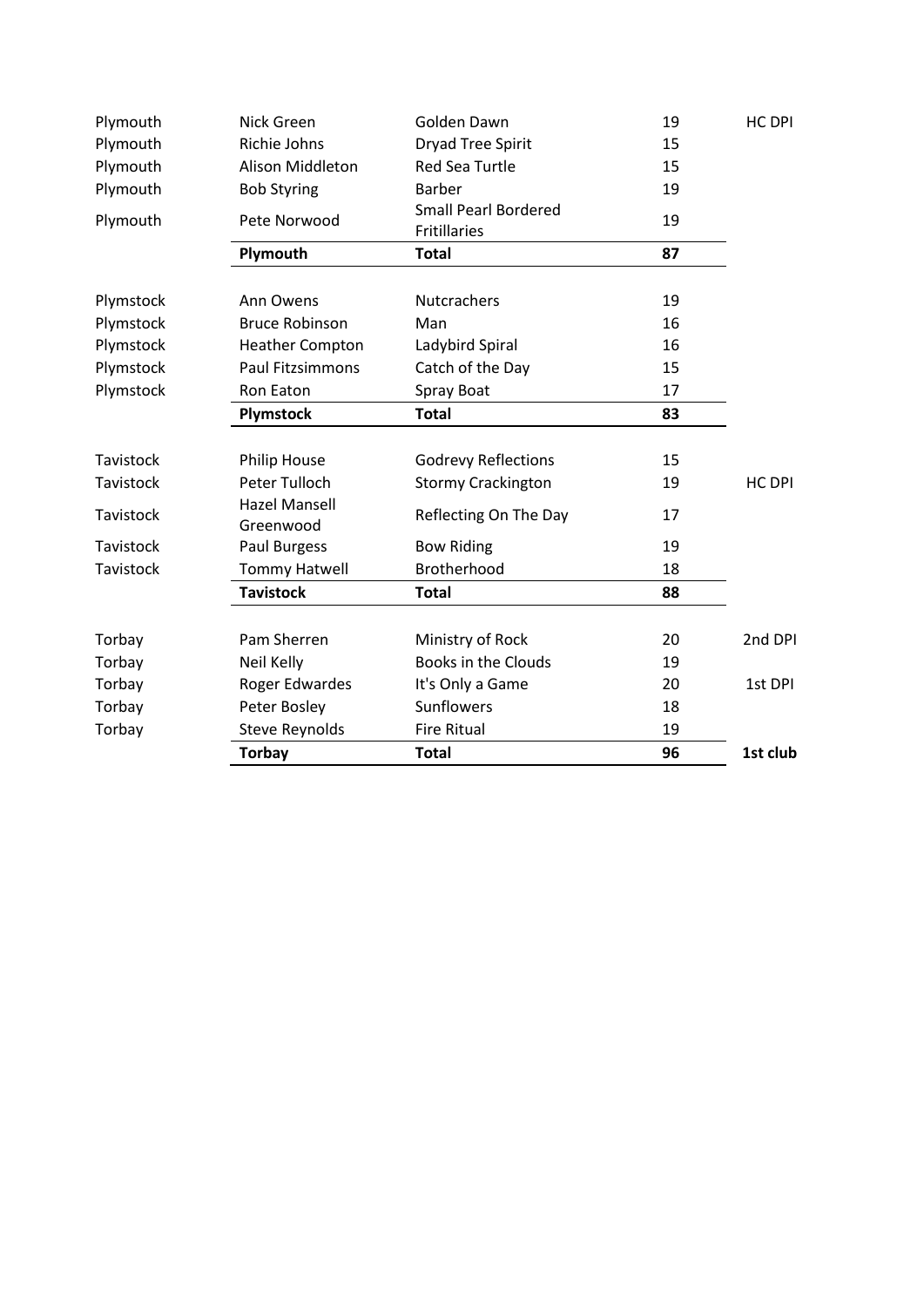| | | | | |
|---|---|---|---|---|
| Plymouth | Nick Green | Golden Dawn | 19 | HC DPI |
| Plymouth | Richie Johns | Dryad Tree Spirit | 15 | |
| Plymouth | Alison Middleton | Red Sea Turtle | 15 | |
| Plymouth | Bob Styring | Barber | 19 | |
| Plymouth | Pete Norwood | Small Pearl Bordered Fritillaries | 19 | |
| | **Plymouth** | **Total** | **87** | |
| Plymstock | Ann Owens | Nutcrachers | 19 | |
| Plymstock | Bruce Robinson | Man | 16 | |
| Plymstock | Heather Compton | Ladybird Spiral | 16 | |
| Plymstock | Paul Fitzsimmons | Catch of the Day | 15 | |
| Plymstock | Ron Eaton | Spray Boat | 17 | |
| | **Plymstock** | **Total** | **83** | |
| Tavistock | Philip House | Godrevy Reflections | 15 | |
| Tavistock | Peter Tulloch | Stormy Crackington | 19 | HC DPI |
| Tavistock | Hazel Mansell Greenwood | Reflecting On The Day | 17 | |
| Tavistock | Paul Burgess | Bow Riding | 19 | |
| Tavistock | Tommy Hatwell | Brotherhood | 18 | |
| | **Tavistock** | **Total** | **88** | |
| Torbay | Pam Sherren | Ministry of Rock | 20 | 2nd DPI |
| Torbay | Neil Kelly | Books in the Clouds | 19 | |
| Torbay | Roger Edwardes | It's Only a Game | 20 | 1st DPI |
| Torbay | Peter Bosley | Sunflowers | 18 | |
| Torbay | Steve Reynolds | Fire Ritual | 19 | |
| | **Torbay** | **Total** | **96** | **1st club** |